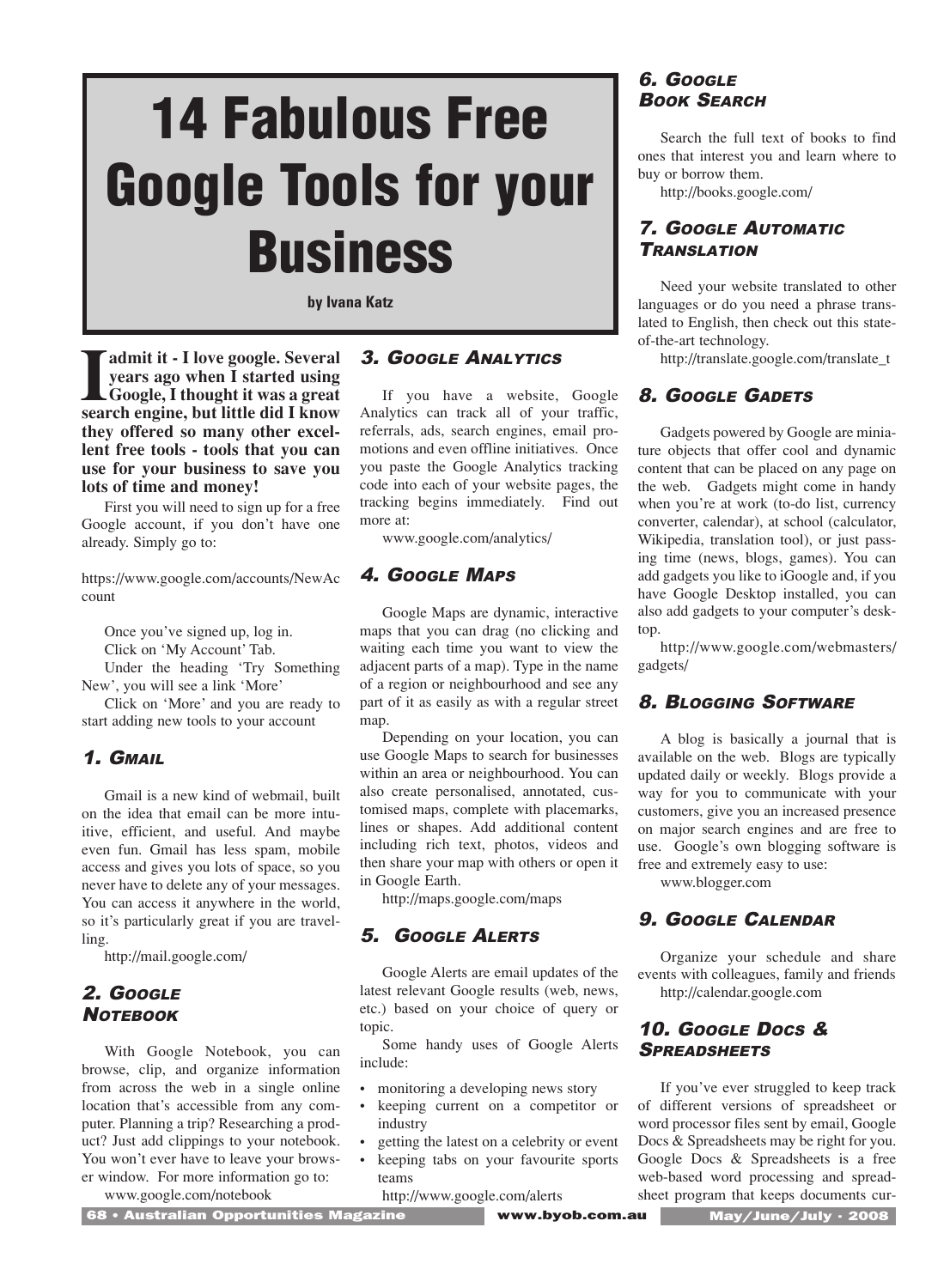# 14 Fabulous Free Google Tools for your Business

**by Ivana Katz**

**I admit it - I love google. Several years ago when I started using Google, I thought it was a great search engine, but little did I know they offered so many other excellent free tools - tools that you can use for your business to save you lots of time and money!**

First you will need to sign up for a free Google account, if you don't have one already. Simply go to:

https://www.google.com/accounts/NewAccount

Once you've signed up, log in.
Click on 'My Account' Tab.
Under the heading 'Try Something New', you will see a link 'More'
Click on 'More' and you are ready to start adding new tools to your account

## *1. Gmail*

Gmail is a new kind of webmail, built on the idea that email can be more intuitive, efficient, and useful. And maybe even fun. Gmail has less spam, mobile access and gives you lots of space, so you never have to delete any of your messages. You can access it anywhere in the world, so it's particularly great if you are travelling.

http://mail.google.com/

## *2. Google Notebook*

With Google Notebook, you can browse, clip, and organize information from across the web in a single online location that's accessible from any computer. Planning a trip? Researching a product? Just add clippings to your notebook. You won't ever have to leave your browser window. For more information go to:

www.google.com/notebook

## *3. Google Analytics*

If you have a website, Google Analytics can track all of your traffic, referrals, ads, search engines, email promotions and even offline initiatives. Once you paste the Google Analytics tracking code into each of your website pages, the tracking begins immediately. Find out more at:

www.google.com/analytics/

## *4. Google Maps*

Google Maps are dynamic, interactive maps that you can drag (no clicking and waiting each time you want to view the adjacent parts of a map). Type in the name of a region or neighbourhood and see any part of it as easily as with a regular street map.

Depending on your location, you can use Google Maps to search for businesses within an area or neighbourhood. You can also create personalised, annotated, customised maps, complete with placemarks, lines or shapes. Add additional content including rich text, photos, videos and then share your map with others or open it in Google Earth.

http://maps.google.com/maps

## *5. Google Alerts*

Google Alerts are email updates of the latest relevant Google results (web, news, etc.) based on your choice of query or topic.

Some handy uses of Google Alerts include:

- monitoring a developing news story
- keeping current on a competitor or industry
- getting the latest on a celebrity or event
- keeping tabs on your favourite sports teams

http://www.google.com/alerts

## *6. Google Book Search*

Search the full text of books to find ones that interest you and learn where to buy or borrow them.

http://books.google.com/

## *7. Google Automatic Translation*

Need your website translated to other languages or do you need a phrase translated to English, then check out this state-of-the-art technology.

http://translate.google.com/translate_t

## *8. Google Gadets*

Gadgets powered by Google are miniature objects that offer cool and dynamic content that can be placed on any page on the web. Gadgets might come in handy when you're at work (to-do list, currency converter, calendar), at school (calculator, Wikipedia, translation tool), or just passing time (news, blogs, games). You can add gadgets you like to iGoogle and, if you have Google Desktop installed, you can also add gadgets to your computer's desktop.

http://www.google.com/webmasters/gadgets/

## *8. Blogging Software*

A blog is basically a journal that is available on the web. Blogs are typically updated daily or weekly. Blogs provide a way for you to communicate with your customers, give you an increased presence on major search engines and are free to use. Google's own blogging software is free and extremely easy to use:

www.blogger.com

## *9. Google Calendar*

Organize your schedule and share events with colleagues, family and friends

http://calendar.google.com

## *10. Google Docs & Spreadsheets*

If you've ever struggled to keep track of different versions of spreadsheet or word processor files sent by email, Google Docs & Spreadsheets may be right for you. Google Docs & Spreadsheets is a free web-based word processing and spreadsheet program that keeps documents cur-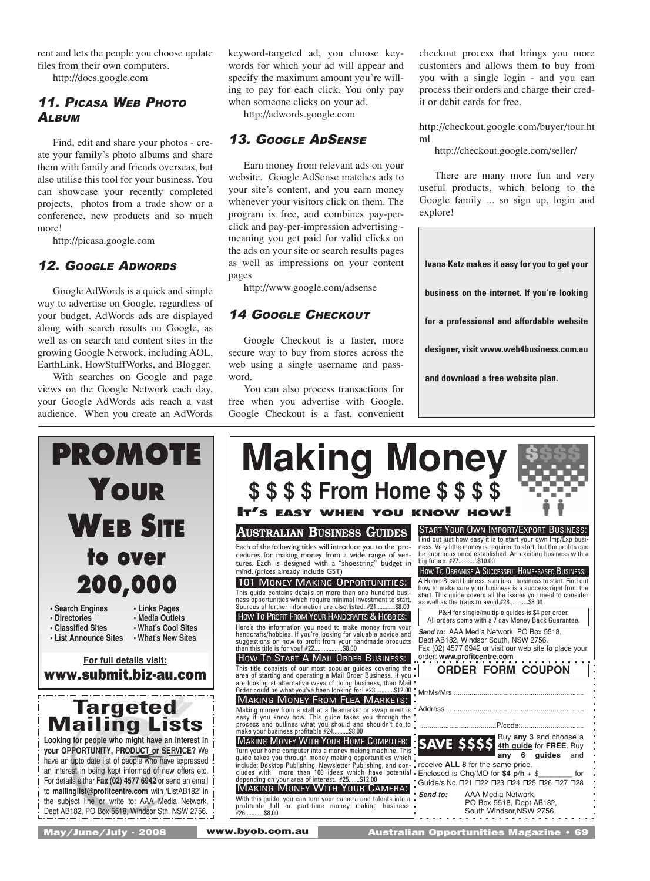rent and lets the people you choose update files from their own computers.

http://docs.google.com

### *11. Picasa Web Photo Album*

Find, edit and share your photos - create your family's photo albums and share them with family and friends overseas, but also utilise this tool for your business. You can showcase your recently completed projects, photos from a trade show or a conference, new products and so much more!

http://picasa.google.com

### *12. Google AdWords*

Google AdWords is a quick and simple way to advertise on Google, regardless of your budget. AdWords ads are displayed along with search results on Google, as well as on search and content sites in the growing Google Network, including AOL, EarthLink, HowStuffWorks, and Blogger.

With searches on Google and page views on the Google Network each day, your Google AdWords ads reach a vast audience. When you create an AdWords keyword-targeted ad, you choose keywords for which your ad will appear and specify the maximum amount you're willing to pay for each click. You only pay when someone clicks on your ad.

http://adwords.google.com

### *13. Google AdSense*

Earn money from relevant ads on your website. Google AdSense matches ads to your site's content, and you earn money whenever your visitors click on them. The program is free, and combines pay-per-click and pay-per-impression advertising - meaning you get paid for valid clicks on the ads on your site or search results pages as well as impressions on your content pages

http://www.google.com/adsense

### *14 Google Checkout*

Google Checkout is a faster, more secure way to buy from stores across the web using a single username and password.

You can also process transactions for free when you advertise with Google. Google Checkout is a fast, convenient checkout process that brings you more customers and allows them to buy from you with a single login - and you can process their orders and charge their credit or debit cards for free.

http://checkout.google.com/buyer/tour.html

http://checkout.google.com/seller/

There are many more fun and very useful products, which belong to the Google family ... so sign up, login and explore!

**Ivana Katz makes it easy for you to get your business on the internet. If you're looking for a professional and affordable website designer, visit www.web4business.com.au and download a free website plan.**

---

# PROMOTE YOUR WEB SITE to over 200,000

- Search Engines
- Links Pages
- Directories
- Media Outlets
- Classified Sites
- What's Cool Sites
- List Announce Sites
- What's New Sites

**For full details visit:**

**www.submit.biz-au.com**

---

## Targeted Mailing Lists

**Looking for people who might have an interest in your OPPORTUNITY, PRODUCT or SERVICE?** We have an upto date list of people who have expressed an interest in being kept informed of new offers etc. For details either **Fax (02) 4577 6942** or send an email to **mailinglist@profitcentre.com** with 'ListAB182' in the subject line or write to: AAA Media Network, Dept AB182, PO Box 5518, Windsor Sth, NSW 2756.

---

# Making Money

## $ $ $ $ From Home $ $ $ $

### It's easy when you know how!

## Australian Business Guides

Each of the following titles will introduce you to the procedures for making money from a wide range of ventures. Each is designed with a "shoestring" budget in mind. (prices already include GST)

**101 Money Making Opportunities:** This guide contains details on more than one hundred business opportunities which require minimal investment to start. Sources of further information are also listed. #21...........$8.00

**How To Profit From Your Handcrafts & Hobbies:** Here's the information you need to make money from your handcrafts/hobbies. If you're looking for valuable advice and suggestions on how to profit from your handmade products then this title is for you! #22..................$8.00

**How To Start A Mail Order Business:** This title consists of our most popular guides covering the area of starting and operating a Mail Order Business. If you are looking at alternative ways of doing business, then Mail Order could be what you've been looking for! #23...........$12.00

**Making Money From Flea Markets:** Making money from a stall at a fleamarket or swap meet is easy if you know how. This guide takes you through the process and outlines what you should and shouldn't do to make your business profitable #24..........$8.00

**Making Money With Your Home Computer:** Turn your home computer into a money making machine. This guide takes you through money making opportunities which include: Desktop Publishing, Newsletter Publishing, and concludes with more than 100 ideas which have potential depending on your area of interest. #25.......$12.00

**Making Money With Your Camera:** With this guide, you can turn your camera and talents into a profitable full or part-time money making business. #26............$8.00

**Start Your Own Import/Export Business:** Find out just how easy it is to start your own Imp/Exp business. Very little money is required to start, but the profits can be enormous once established. An exciting business with a big future. #27............$10.00

**How To Organise A Successful Home-based Business:** A Home-Based buiness is an ideal business to start. Find out how to make sure your business is a success right from the start. This guide covers all the issues you need to consider as well as the traps to avoid.#28............$8.00

P&H for single/multiple guides is $4 per order. All orders come with a 7 day Money Back Guarantee.

***Send to:*** AAA Media Network, PO Box 5518, Dept AB182, Windsor South, NSW 2756. Fax (02) 4577 6942 or visit our web site to place your order: **www.profitcentre.com**

### ORDER FORM COUPON

Mr/Ms/Mrs ..................................................................

Address ......................................................................

.....................................P/code:.................................

**SAVE $$$$** Buy **any 3** and choose a **4th guide** for **FREE**. Buy **any 6 guides** and receive **ALL 8** for the same price.

Enclosed is Chq/MO for **$4 p/h** + $________ for Guide/s No. ❒21 ❒22 ❒23 ❒24 ❒25 ❒26 ❒27 ❒28

***Send to:*** AAA Media Network, PO Box 5518, Dept AB182, South Windsor,NSW 2756.